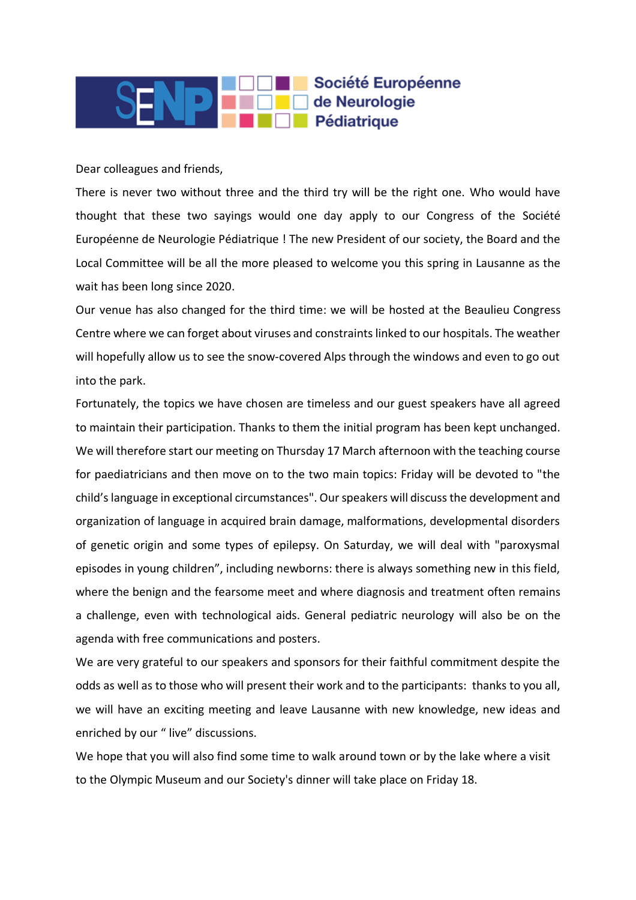SENP Société Européenne de Neurologie Pédiatrique

Dear colleagues and friends,

There is never two without three and the third try will be the right one. Who would have thought that these two sayings would one day apply to our Congress of the Société Européenne de Neurologie Pédiatrique ! The new President of our society, the Board and the Local Committee will be all the more pleased to welcome you this spring in Lausanne as the wait has been long since 2020.

Our venue has also changed for the third time: we will be hosted at the Beaulieu Congress Centre where we can forget about viruses and constraints linked to our hospitals. The weather will hopefully allow us to see the snow-covered Alps through the windows and even to go out into the park.

Fortunately, the topics we have chosen are timeless and our guest speakers have all agreed to maintain their participation. Thanks to them the initial program has been kept unchanged. We will therefore start our meeting on Thursday 17 March afternoon with the teaching course for paediatricians and then move on to the two main topics: Friday will be devoted to "the child's language in exceptional circumstances". Our speakers will discuss the development and organization of language in acquired brain damage, malformations, developmental disorders of genetic origin and some types of epilepsy. On Saturday, we will deal with "paroxysmal episodes in young children", including newborns: there is always something new in this field, where the benign and the fearsome meet and where diagnosis and treatment often remains a challenge, even with technological aids. General pediatric neurology will also be on the agenda with free communications and posters.

We are very grateful to our speakers and sponsors for their faithful commitment despite the odds as well as to those who will present their work and to the participants: thanks to you all, we will have an exciting meeting and leave Lausanne with new knowledge, new ideas and enriched by our " live" discussions.

We hope that you will also find some time to walk around town or by the lake where a visit to the Olympic Museum and our Society's dinner will take place on Friday 18.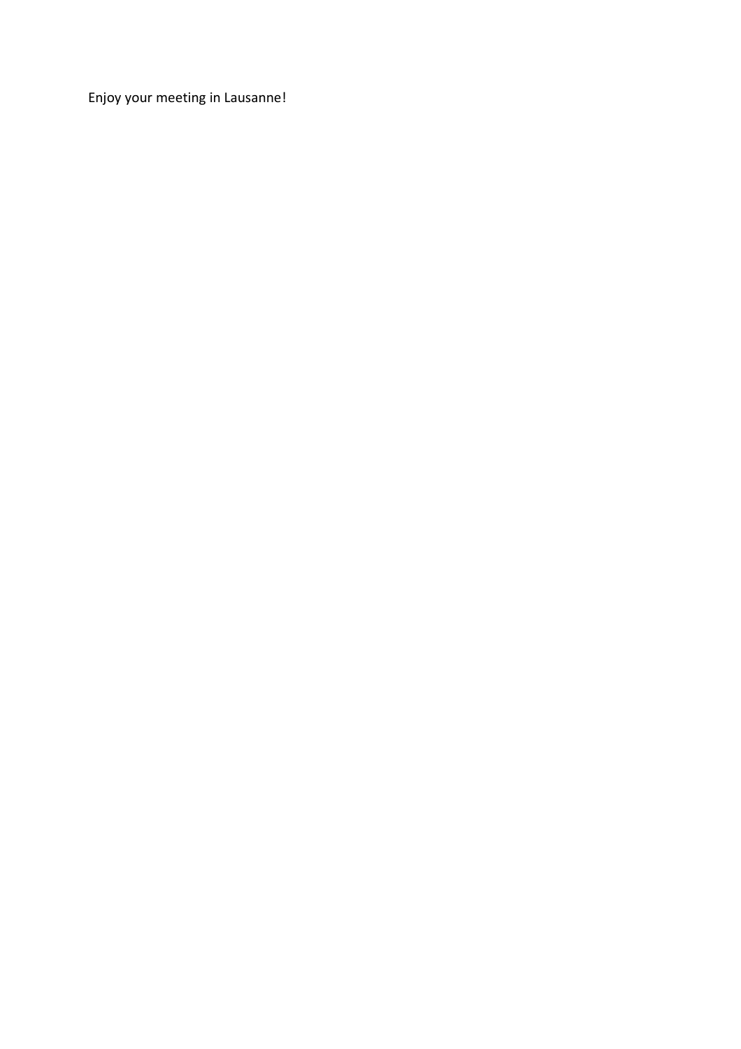Enjoy your meeting in Lausanne!